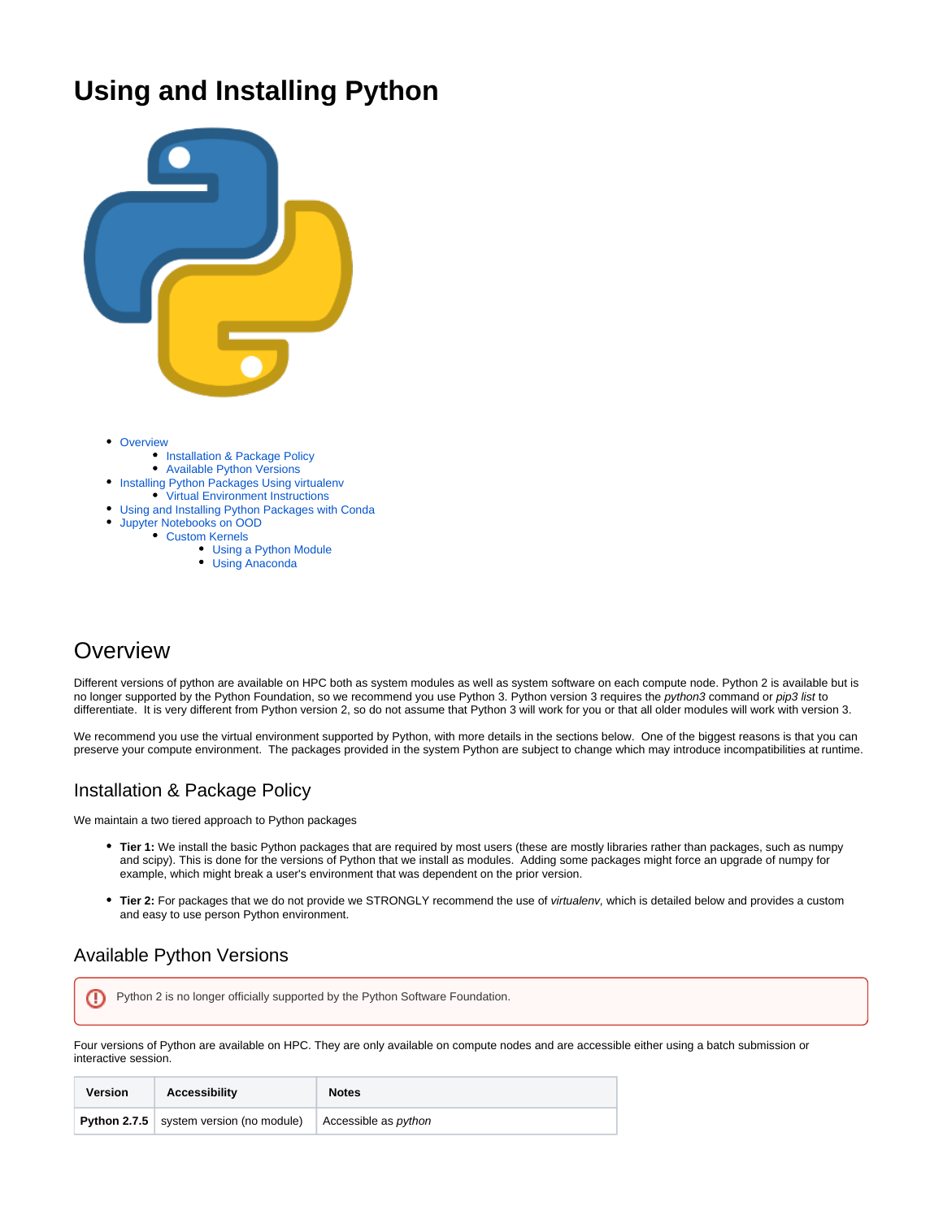# Using and Installing Python

- Overview
  - Installation & Package Policy
  - Available Python Versions
- Installing Python Packages Using virtualenv
  - Virtual Environment Instructions
- Using and Installing Python Packages with Conda
- Jupyter Notebooks on OOD
  - Custom Kernels
    - Using a Python Module
    - Using Anaconda

## Overview

Different versions of python are available on HPC both as system modules as well as system software on each compute node. Python 2 is available but is no longer supported by the Python Foundation, so we recommend you use Python 3. Python version 3 requires the *python3* command or *pip3 list* to differentiate. It is very different from Python version 2, so do not assume that Python 3 will work for you or that all older modules will work with version 3.

We recommend you use the virtual environment supported by Python, with more details in the sections below. One of the biggest reasons is that you can preserve your compute environment. The packages provided in the system Python are subject to change which may introduce incompatibilities at runtime.

### Installation & Package Policy

We maintain a two tiered approach to Python packages

- **Tier 1:** We install the basic Python packages that are required by most users (these are mostly libraries rather than packages, such as numpy and scipy). This is done for the versions of Python that we install as modules. Adding some packages might force an upgrade of numpy for example, which might break a user's environment that was dependent on the prior version.
- **Tier 2:** For packages that we do not provide we STRONGLY recommend the use of *virtualenv,* which is detailed below and provides a custom and easy to use person Python environment.

### Available Python Versions

Python 2 is no longer officially supported by the Python Software Foundation.

Four versions of Python are available on HPC. They are only available on compute nodes and are accessible either using a batch submission or interactive session.

| Version | Accessibility | Notes |
| --- | --- | --- |
| **Python 2.7.5** | system version (no module) | Accessible as *python* |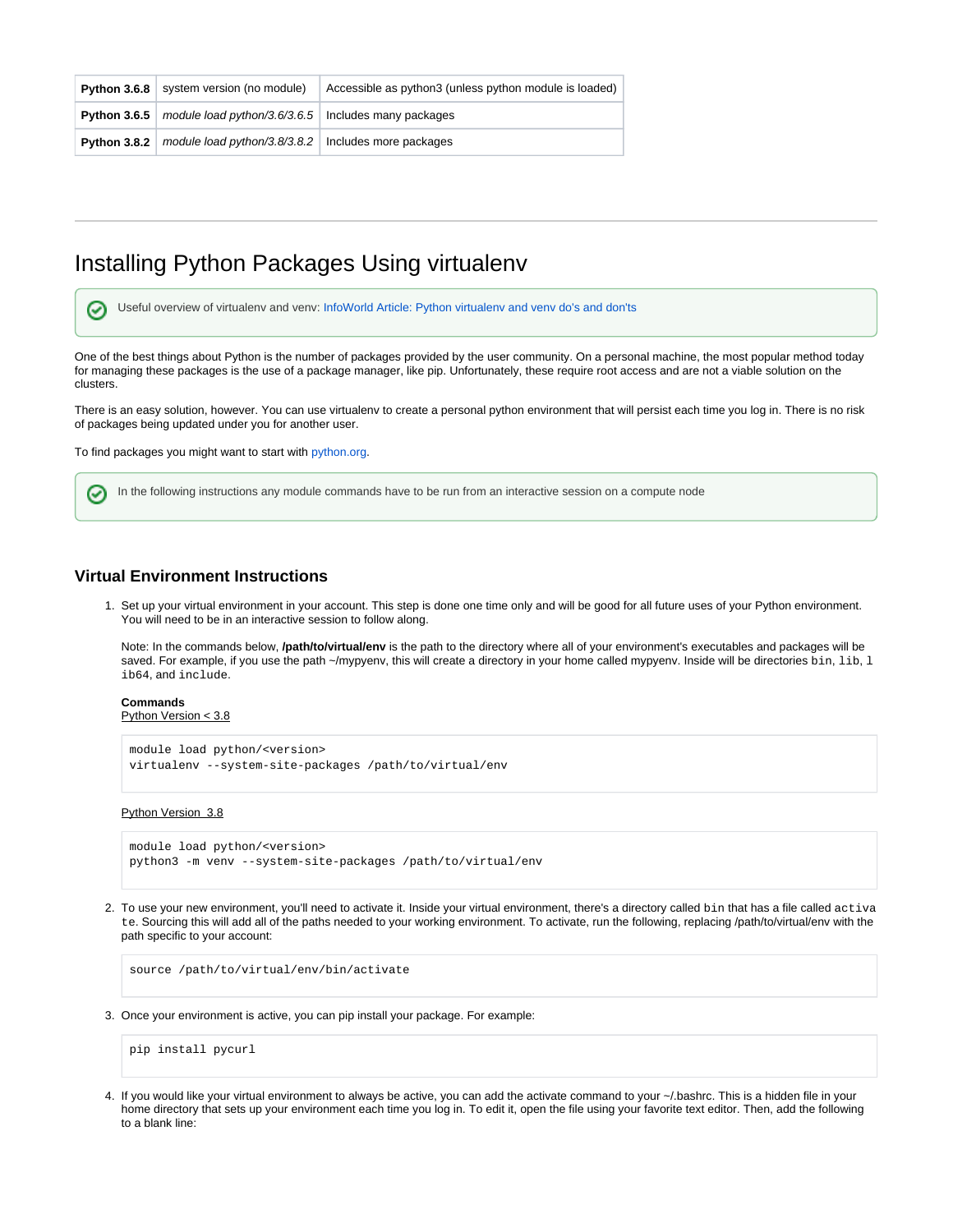| Python 3.6.8 | system version (no module) | Accessible as python3 (unless python module is loaded) |
|---|---|---|
| **Python 3.6.5** | *module load python/3.6/3.6.5* | Includes many packages |
| **Python 3.8.2** | *module load python/3.8/3.8.2* | Includes more packages |

---

# Installing Python Packages Using virtualenv

> Useful overview of virtualenv and venv: InfoWorld Article: Python virtualenv and venv do's and don'ts

One of the best things about Python is the number of packages provided by the user community. On a personal machine, the most popular method today for managing these packages is the use of a package manager, like pip. Unfortunately, these require root access and are not a viable solution on the clusters.

There is an easy solution, however. You can use virtualenv to create a personal python environment that will persist each time you log in. There is no risk of packages being updated under you for another user.

To find packages you might want to start with python.org.

> In the following instructions any module commands have to be run from an interactive session on a compute node

### Virtual Environment Instructions

1. Set up your virtual environment in your account. This step is done one time only and will be good for all future uses of your Python environment. You will need to be in an interactive session to follow along.

   Note: In the commands below, **/path/to/virtual/env** is the path to the directory where all of your environment's executables and packages will be saved. For example, if you use the path ~/mypyenv, this will create a directory in your home called mypyenv. Inside will be directories `bin`, `lib`, `lib64`, and `include`.

   **Commands**
   Python Version < 3.8

   ```
   module load python/<version>
   virtualenv --system-site-packages /path/to/virtual/env
   ```

   Python Version  3.8

   ```
   module load python/<version>
   python3 -m venv --system-site-packages /path/to/virtual/env
   ```

2. To use your new environment, you'll need to activate it. Inside your virtual environment, there's a directory called `bin` that has a file called `activate`. Sourcing this will add all of the paths needed to your working environment. To activate, run the following, replacing /path/to/virtual/env with the path specific to your account:

   ```
   source /path/to/virtual/env/bin/activate
   ```

3. Once your environment is active, you can pip install your package. For example:

   ```
   pip install pycurl
   ```

4. If you would like your virtual environment to always be active, you can add the activate command to your ~/.bashrc. This is a hidden file in your home directory that sets up your environment each time you log in. To edit it, open the file using your favorite text editor. Then, add the following to a blank line: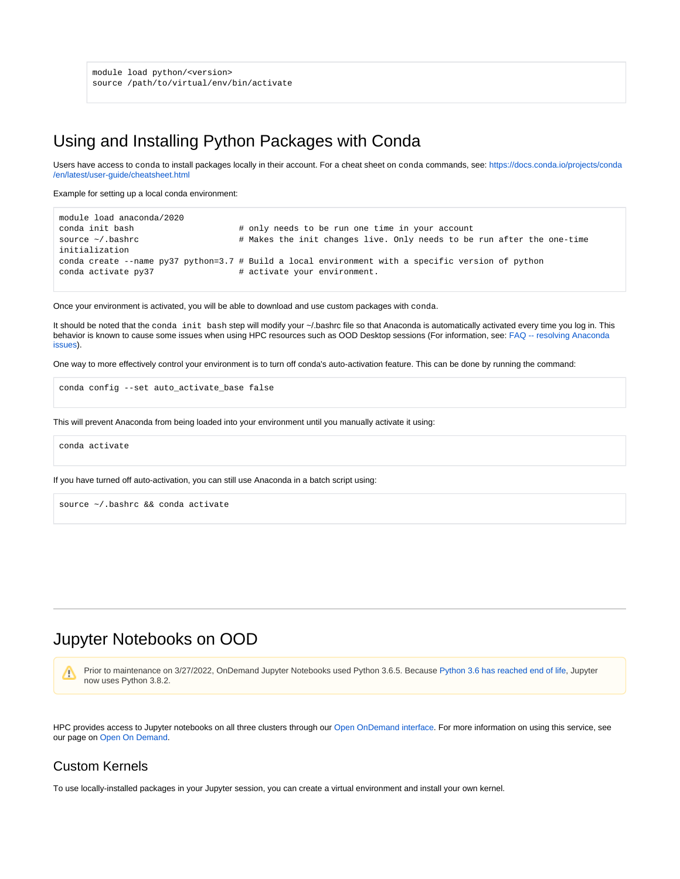```
module load python/<version>
source /path/to/virtual/env/bin/activate
```

# Using and Installing Python Packages with Conda

Users have access to conda to install packages locally in their account. For a cheat sheet on conda commands, see: https://docs.conda.io/projects/conda/en/latest/user-guide/cheatsheet.html

Example for setting up a local conda environment:

```
module load anaconda/2020
conda init bash                    # only needs to be run one time in your account
source ~/.bashrc                   # Makes the init changes live. Only needs to be run after the one-time initialization
conda create --name py37 python=3.7 # Build a local environment with a specific version of python
conda activate py37                # activate your environment.
```

Once your environment is activated, you will be able to download and use custom packages with conda.

It should be noted that the `conda init bash` step will modify your ~/.bashrc file so that Anaconda is automatically activated every time you log in. This behavior is known to cause some issues when using HPC resources such as OOD Desktop sessions (For information, see: FAQ -- resolving Anaconda issues).

One way to more effectively control your environment is to turn off conda's auto-activation feature. This can be done by running the command:

```
conda config --set auto_activate_base false
```

This will prevent Anaconda from being loaded into your environment until you manually activate it using:

```
conda activate
```

If you have turned off auto-activation, you can still use Anaconda in a batch script using:

```
source ~/.bashrc && conda activate
```

---

# Jupyter Notebooks on OOD

> Prior to maintenance on 3/27/2022, OnDemand Jupyter Notebooks used Python 3.6.5. Because Python 3.6 has reached end of life, Jupyter now uses Python 3.8.2.

HPC provides access to Jupyter notebooks on all three clusters through our Open OnDemand interface. For more information on using this service, see our page on Open On Demand.

## Custom Kernels

To use locally-installed packages in your Jupyter session, you can create a virtual environment and install your own kernel.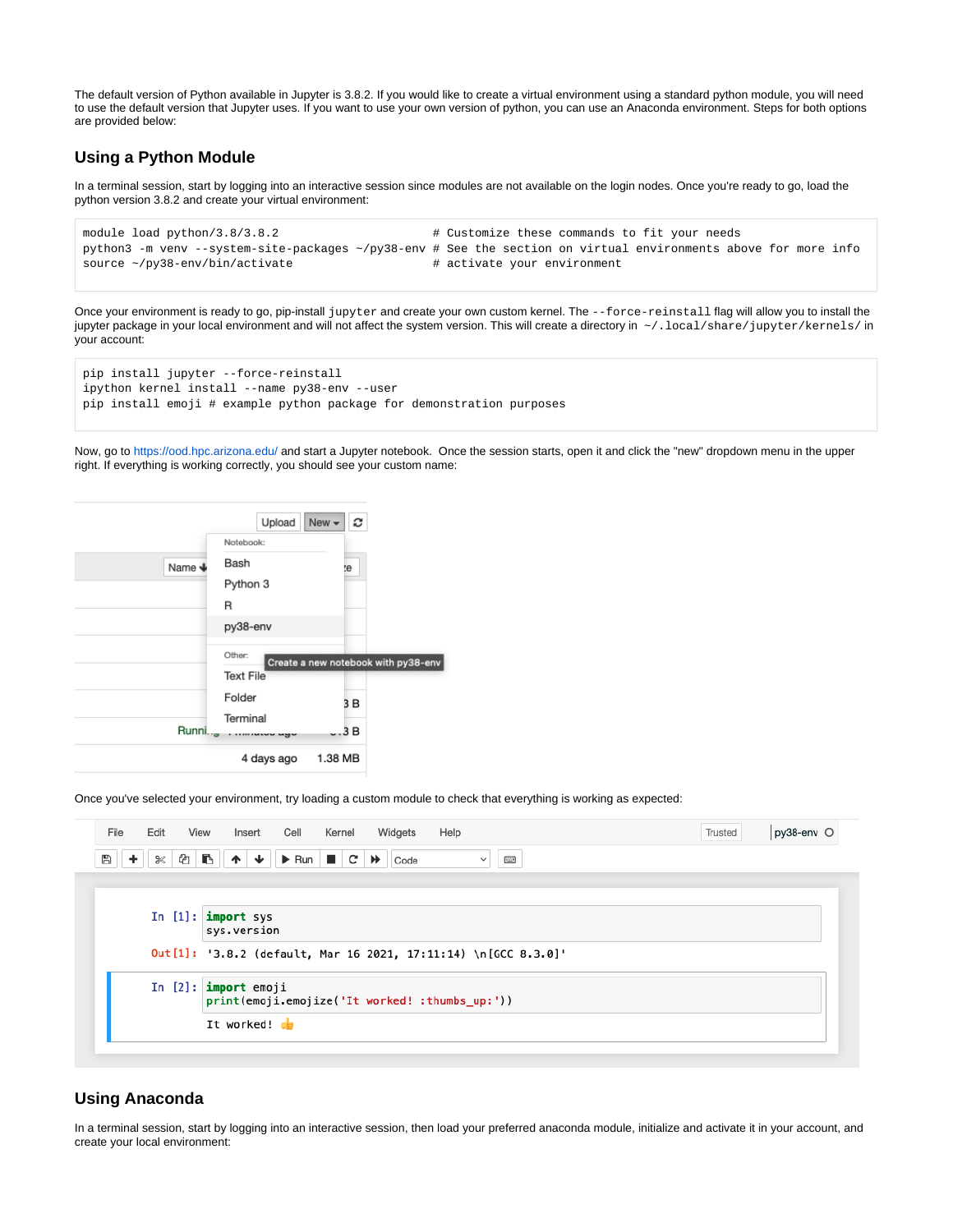The default version of Python available in Jupyter is 3.8.2. If you would like to create a virtual environment using a standard python module, you will need to use the default version that Jupyter uses. If you want to use your own version of python, you can use an Anaconda environment. Steps for both options are provided below:

## Using a Python Module

In a terminal session, start by logging into an interactive session since modules are not available on the login nodes. Once you're ready to go, load the python version 3.8.2 and create your virtual environment:

```
module load python/3.8/3.8.2                    # Customize these commands to fit your needs
python3 -m venv --system-site-packages ~/py38-env # See the section on virtual environments above for more info
source ~/py38-env/bin/activate                  # activate your environment
```

Once your environment is ready to go, pip-install `jupyter` and create your own custom kernel. The `--force-reinstall` flag will allow you to install the jupyter package in your local environment and will not affect the system version. This will create a directory in `~/.local/share/jupyter/kernels/` in your account:

```
pip install jupyter --force-reinstall
ipython kernel install --name py38-env --user
pip install emoji # example python package for demonstration purposes
```

Now, go to https://ood.hpc.arizona.edu/ and start a Jupyter notebook. Once the session starts, open it and click the "new" dropdown menu in the upper right. If everything is working correctly, you should see your custom name:

Once you've selected your environment, try loading a custom module to check that everything is working as expected:

## Using Anaconda

In a terminal session, start by logging into an interactive session, then load your preferred anaconda module, initialize and activate it in your account, and create your local environment: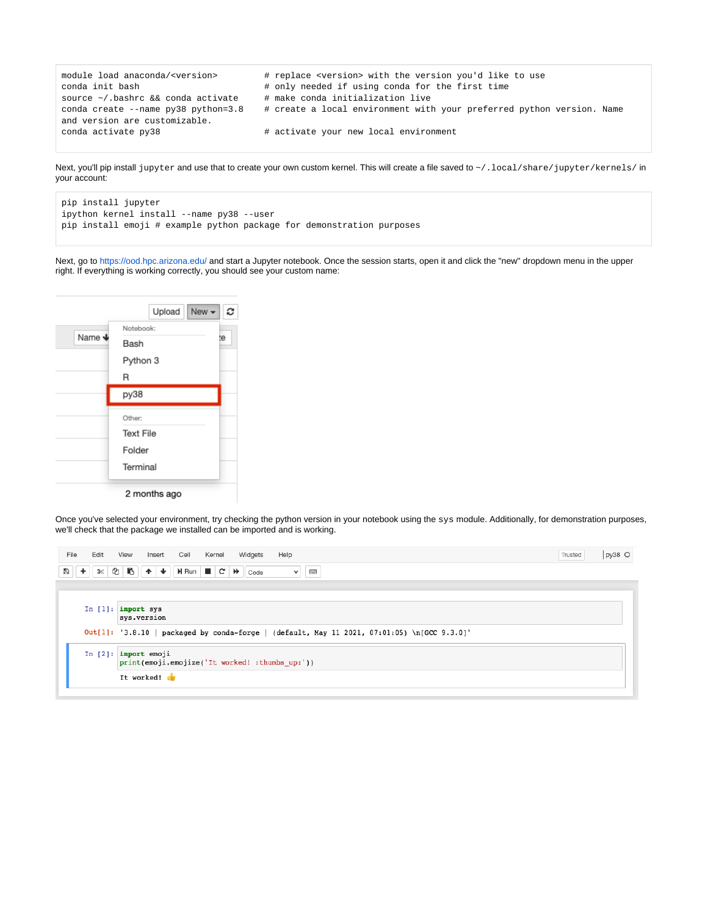```
module load anaconda/<version>          # replace <version> with the version you'd like to use
conda init bash                         # only needed if using conda for the first time
source ~/.bashrc && conda activate      # make conda initialization live
conda create --name py38 python=3.8     # create a local environment with your preferred python version. Name
and version are customizable.
conda activate py38                     # activate your new local environment
```

Next, you'll pip install `jupyter` and use that to create your own custom kernel. This will create a file saved to `~/.local/share/jupyter/kernels/` in your account:

```
pip install jupyter
ipython kernel install --name py38 --user
pip install emoji # example python package for demonstration purposes
```

Next, go to https://ood.hpc.arizona.edu/ and start a Jupyter notebook. Once the session starts, open it and click the "new" dropdown menu in the upper right. If everything is working correctly, you should see your custom name:

Once you've selected your environment, try checking the python version in your notebook using the `sys` module. Additionally, for demonstration purposes, we'll check that the package we installed can be imported and is working.